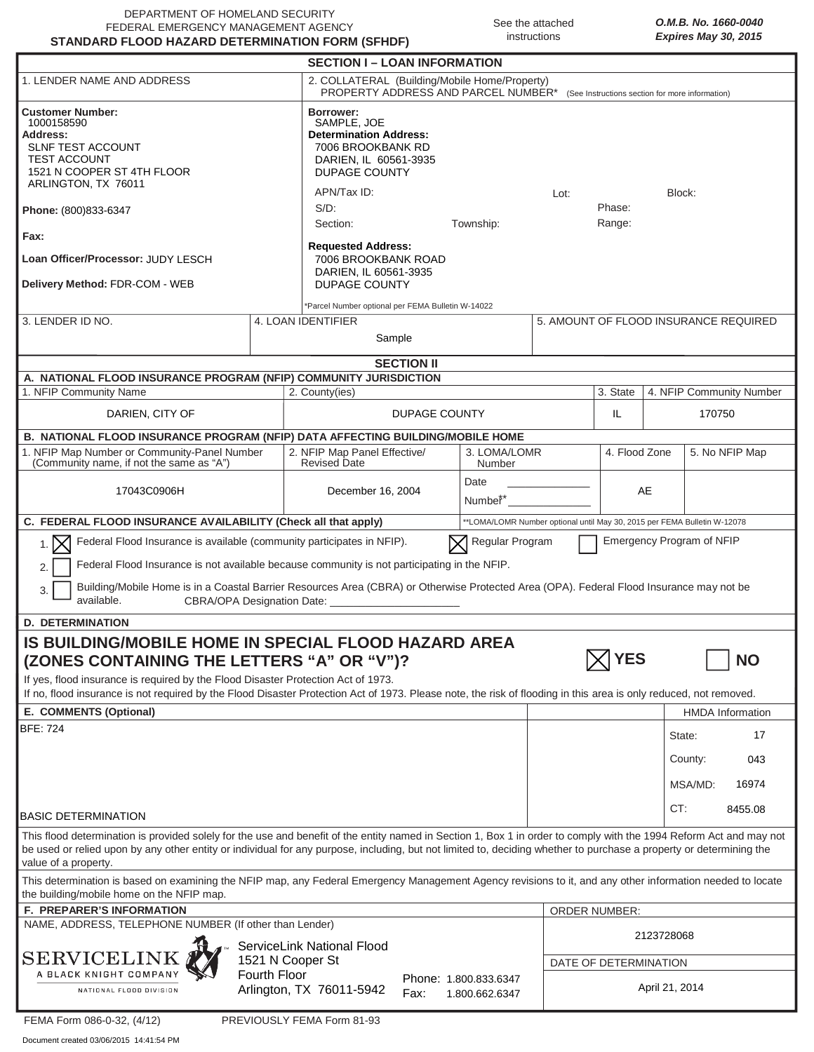DEPARTMENT OF HOMELAND SECURITY
FEDERAL EMERGENCY MANAGEMENT AGENCY
**STANDARD FLOOD HAZARD DETERMINATION FORM (SFHDF)**

See the attached instructions

***O.M.B. No. 1660-0040***
***Expires May 30, 2015***

## SECTION I – LOAN INFORMATION

| 1. LENDER NAME AND ADDRESS | 2. COLLATERAL (Building/Mobile Home/Property) PROPERTY ADDRESS AND PARCEL NUMBER* (See Instructions section for more information) |
|---|---|
| **Customer Number:** 1000158590<br>**Address:**<br>SLNF TEST ACCOUNT<br>TEST ACCOUNT<br>1521 N COOPER ST 4TH FLOOR<br>ARLINGTON, TX 76011<br><br>**Phone:** (800)833-6347<br><br>**Fax:**<br><br>**Loan Officer/Processor:** JUDY LESCH<br><br>**Delivery Method:** FDR-COM - WEB | **Borrower:**<br>SAMPLE, JOE<br>**Determination Address:**<br>7006 BROOKBANK RD<br>DARIEN, IL 60561-3935<br>DUPAGE COUNTY<br><br>APN/Tax ID: Lot: Block:<br>S/D: Phase:<br>Section: Township: Range:<br><br>**Requested Address:**<br>7006 BROOKBANK ROAD<br>DARIEN, IL 60561-3935<br>DUPAGE COUNTY<br><br>*Parcel Number optional per FEMA Bulletin W-14022 |

| 3. LENDER ID NO. | 4. LOAN IDENTIFIER | 5. AMOUNT OF FLOOD INSURANCE REQUIRED |
|---|---|---|
| | Sample | |

## SECTION II

### A. NATIONAL FLOOD INSURANCE PROGRAM (NFIP) COMMUNITY JURISDICTION

| 1. NFIP Community Name | 2. County(ies) | 3. State | 4. NFIP Community Number |
|---|---|---|---|
| DARIEN, CITY OF | DUPAGE COUNTY | IL | 170750 |

### B. NATIONAL FLOOD INSURANCE PROGRAM (NFIP) DATA AFFECTING BUILDING/MOBILE HOME

| 1. NFIP Map Number or Community-Panel Number (Community name, if not the same as "A") | 2. NFIP Map Panel Effective/ Revised Date | 3. LOMA/LOMR Number | 4. Flood Zone | 5. No NFIP Map |
|---|---|---|---|---|
| 17043C0906H | December 16, 2004 | Date ______<br>Number** ______ | AE | |

**LOMA/LOMR Number optional until May 30, 2015 per FEMA Bulletin W-12078

### C. FEDERAL FLOOD INSURANCE AVAILABILITY (Check all that apply)

1. [X] Federal Flood Insurance is available (community participates in NFIP). [X] Regular Program [ ] Emergency Program of NFIP
2. [ ] Federal Flood Insurance is not available because community is not participating in the NFIP.
3. [ ] Building/Mobile Home is in a Coastal Barrier Resources Area (CBRA) or Otherwise Protected Area (OPA). Federal Flood Insurance may not be available. CBRA/OPA Designation Date: ______

### D. DETERMINATION

**IS BUILDING/MOBILE HOME IN SPECIAL FLOOD HAZARD AREA (ZONES CONTAINING THE LETTERS "A" OR "V")?** [X] **YES** [ ] **NO**

If yes, flood insurance is required by the Flood Disaster Protection Act of 1973.
If no, flood insurance is not required by the Flood Disaster Protection Act of 1973. Please note, the risk of flooding in this area is only reduced, not removed.

### E. COMMENTS (Optional)

BFE: 724

BASIC DETERMINATION

| HMDA Information | |
|---|---|
| State: | 17 |
| County: | 043 |
| MSA/MD: | 16974 |
| CT: | 8455.08 |

This flood determination is provided solely for the use and benefit of the entity named in Section 1, Box 1 in order to comply with the 1994 Reform Act and may not be used or relied upon by any other entity or individual for any purpose, including, but not limited to, deciding whether to purchase a property or determining the value of a property.

This determination is based on examining the NFIP map, any Federal Emergency Management Agency revisions to it, and any other information needed to locate the building/mobile home on the NFIP map.

### F. PREPARER'S INFORMATION

NAME, ADDRESS, TELEPHONE NUMBER (If other than Lender)

SERVICELINK
A BLACK KNIGHT COMPANY
NATIONAL FLOOD DIVISION

ServiceLink National Flood
1521 N Cooper St
Fourth Floor
Arlington, TX 76011-5942

Phone: 1.800.833.6347
Fax: 1.800.662.6347

ORDER NUMBER: 2123728068

DATE OF DETERMINATION: April 21, 2014

FEMA Form 086-0-32, (4/12) PREVIOUSLY FEMA Form 81-93

Document created 03/06/2015 14:41:54 PM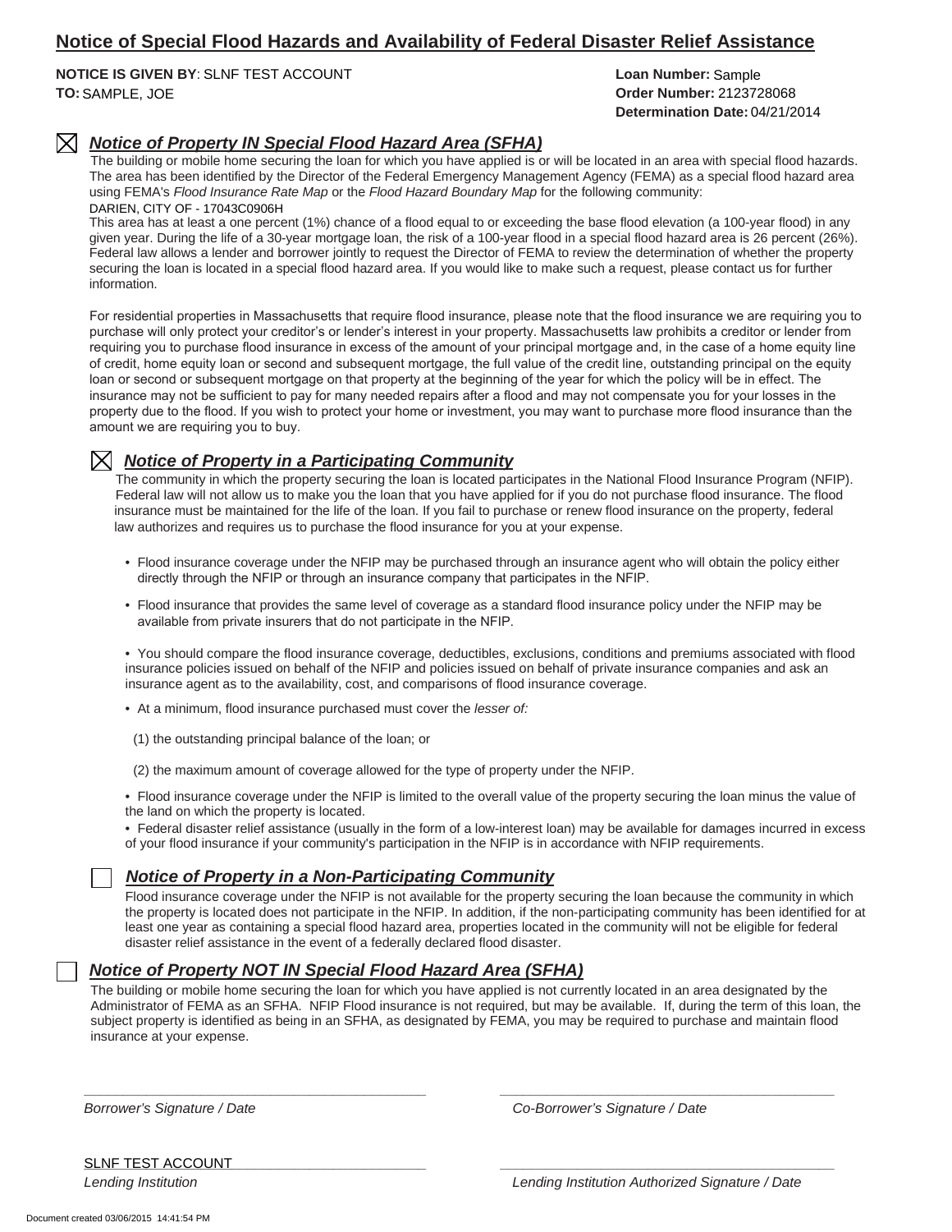# Notice of Special Flood Hazards and Availability of Federal Disaster Relief Assistance

**NOTICE IS GIVEN BY**: SLNF TEST ACCOUNT
**TO:** SAMPLE, JOE

**Loan Number:** Sample
**Order Number:** 2123728068
**Determination Date:** 04/21/2014

☒ ***Notice of Property IN Special Flood Hazard Area (SFHA)***

The building or mobile home securing the loan for which you have applied is or will be located in an area with special flood hazards. The area has been identified by the Director of the Federal Emergency Management Agency (FEMA) as a special flood hazard area using FEMA's *Flood Insurance Rate Map* or the *Flood Hazard Boundary Map* for the following community:

DARIEN, CITY OF - 17043C0906H

This area has at least a one percent (1%) chance of a flood equal to or exceeding the base flood elevation (a 100-year flood) in any given year. During the life of a 30-year mortgage loan, the risk of a 100-year flood in a special flood hazard area is 26 percent (26%). Federal law allows a lender and borrower jointly to request the Director of FEMA to review the determination of whether the property securing the loan is located in a special flood hazard area. If you would like to make such a request, please contact us for further information.

For residential properties in Massachusetts that require flood insurance, please note that the flood insurance we are requiring you to purchase will only protect your creditor's or lender's interest in your property. Massachusetts law prohibits a creditor or lender from requiring you to purchase flood insurance in excess of the amount of your principal mortgage and, in the case of a home equity line of credit, home equity loan or second and subsequent mortgage, the full value of the credit line, outstanding principal on the equity loan or second or subsequent mortgage on that property at the beginning of the year for which the policy will be in effect. The insurance may not be sufficient to pay for many needed repairs after a flood and may not compensate you for your losses in the property due to the flood. If you wish to protect your home or investment, you may want to purchase more flood insurance than the amount we are requiring you to buy.

☒ ***Notice of Property in a Participating Community***

The community in which the property securing the loan is located participates in the National Flood Insurance Program (NFIP). Federal law will not allow us to make you the loan that you have applied for if you do not purchase flood insurance. The flood insurance must be maintained for the life of the loan. If you fail to purchase or renew flood insurance on the property, federal law authorizes and requires us to purchase the flood insurance for you at your expense.

- Flood insurance coverage under the NFIP may be purchased through an insurance agent who will obtain the policy either directly through the NFIP or through an insurance company that participates in the NFIP.
- Flood insurance that provides the same level of coverage as a standard flood insurance policy under the NFIP may be available from private insurers that do not participate in the NFIP.
- You should compare the flood insurance coverage, deductibles, exclusions, conditions and premiums associated with flood insurance policies issued on behalf of the NFIP and policies issued on behalf of private insurance companies and ask an insurance agent as to the availability, cost, and comparisons of flood insurance coverage.
- At a minimum, flood insurance purchased must cover the *lesser of:*

  (1) the outstanding principal balance of the loan; or

  (2) the maximum amount of coverage allowed for the type of property under the NFIP.
- Flood insurance coverage under the NFIP is limited to the overall value of the property securing the loan minus the value of the land on which the property is located.
- Federal disaster relief assistance (usually in the form of a low-interest loan) may be available for damages incurred in excess of your flood insurance if your community's participation in the NFIP is in accordance with NFIP requirements.

☐ ***Notice of Property in a Non-Participating Community***

Flood insurance coverage under the NFIP is not available for the property securing the loan because the community in which the property is located does not participate in the NFIP. In addition, if the non-participating community has been identified for at least one year as containing a special flood hazard area, properties located in the community will not be eligible for federal disaster relief assistance in the event of a federally declared flood disaster.

☐ ***Notice of Property NOT IN Special Flood Hazard Area (SFHA)***

The building or mobile home securing the loan for which you have applied is not currently located in an area designated by the Administrator of FEMA as an SFHA. NFIP Flood insurance is not required, but may be available. If, during the term of this loan, the subject property is identified as being in an SFHA, as designated by FEMA, you may be required to purchase and maintain flood insurance at your expense.

\_\_\_\_\_\_\_\_\_\_\_\_\_\_\_\_\_\_\_\_\_\_\_\_\_\_\_\_\_\_\_\_\_\_\_\_\_\_\_\_\_\_\_\_
*Borrower's Signature / Date*

\_\_\_\_\_\_\_\_\_\_\_\_\_\_\_\_\_\_\_\_\_\_\_\_\_\_\_\_\_\_\_\_\_\_\_\_\_\_\_\_\_\_\_\_
*Co-Borrower's Signature / Date*

SLNF TEST ACCOUNT
*Lending Institution*

\_\_\_\_\_\_\_\_\_\_\_\_\_\_\_\_\_\_\_\_\_\_\_\_\_\_\_\_\_\_\_\_\_\_\_\_\_\_\_\_\_\_\_\_
*Lending Institution Authorized Signature / Date*

Document created 03/06/2015 14:41:54 PM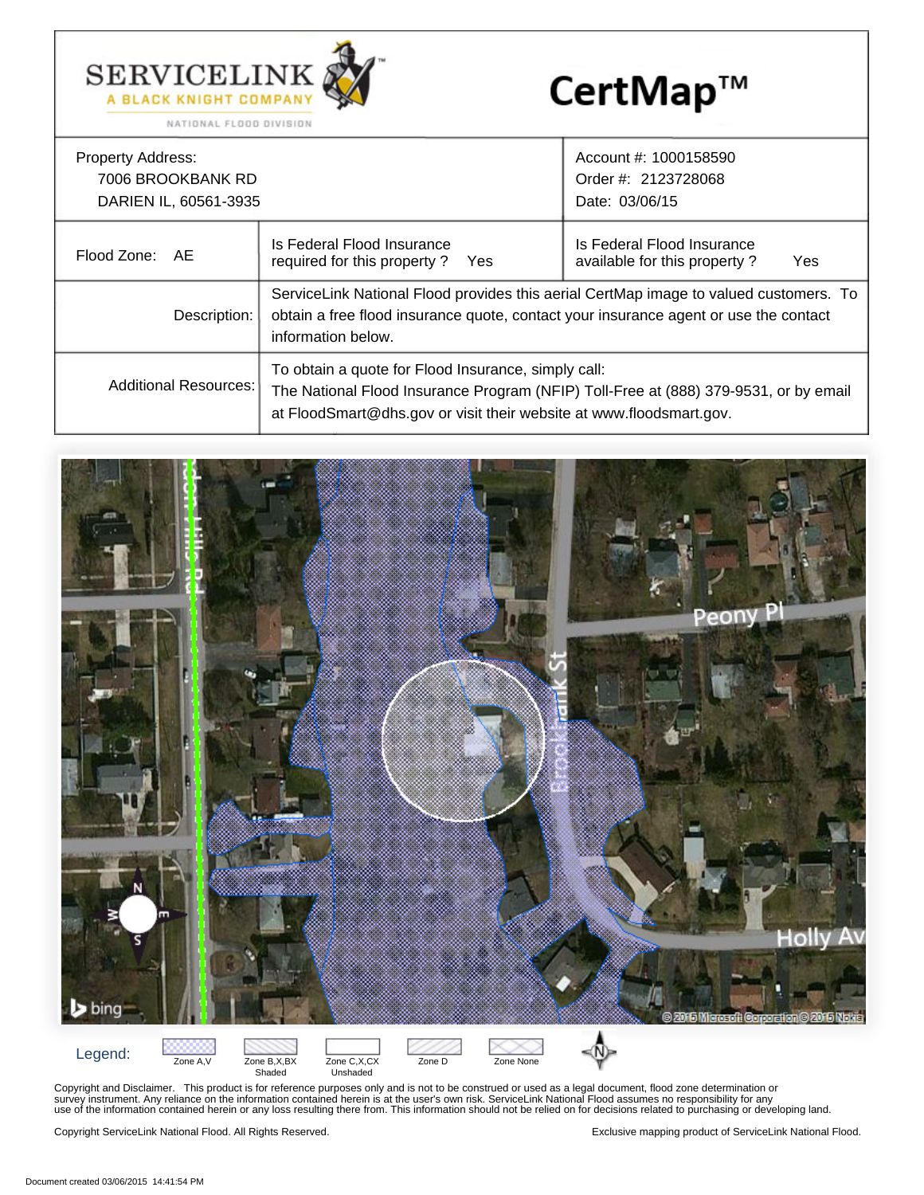SERVICELINK
A BLACK KNIGHT COMPANY
NATIONAL FLOOD DIVISION

# CertMap™

| | | |
|---|---|---|
| Property Address: 7006 BROOKBANK RD DARIEN IL, 60561-3935 | | Account #: 1000158590<br>Order #: 2123728068<br>Date: 03/06/15 |
| Flood Zone: AE | Is Federal Flood Insurance required for this property ? Yes | Is Federal Flood Insurance available for this property ? Yes |
| Description: | ServiceLink National Flood provides this aerial CertMap image to valued customers. To obtain a free flood insurance quote, contact your insurance agent or use the contact information below. | |
| Additional Resources: | To obtain a quote for Flood Insurance, simply call: The National Flood Insurance Program (NFIP) Toll-Free at (888) 379-9531, or by email at FloodSmart@dhs.gov or visit their website at www.floodsmart.gov. | |

Peony Pl

Brookbank St

Holly Av

bing

© 2015 Microsoft Corporation © 2015 Nokia

Legend: Zone A,V | Zone B,X,BX Shaded | Zone C,X,CX Unshaded | Zone D | Zone None

Copyright and Disclaimer. This product is for reference purposes only and is not to be construed or used as a legal document, flood zone determination or survey instrument. Any reliance on the information contained herein is at the user's own risk. ServiceLink National Flood assumes no responsibility for any use of the information contained herein or any loss resulting there from. This information should not be relied on for decisions related to purchasing or developing land.

Copyright ServiceLink National Flood. All Rights Reserved.

Exclusive mapping product of ServiceLink National Flood.

Document created 03/06/2015 14:41:54 PM